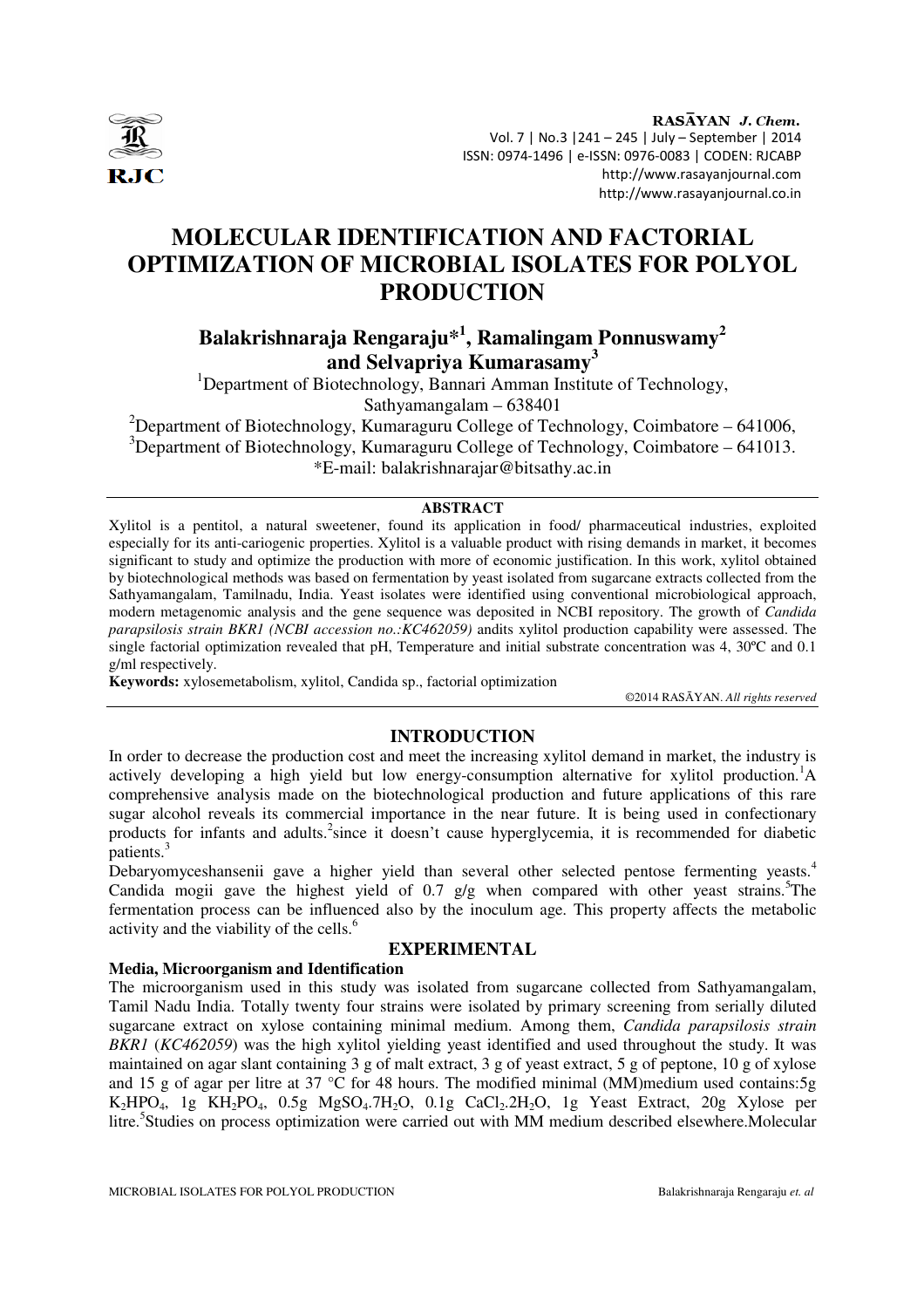# MOLECULAR IDENTIFICATION AND FACTORIAL OPTIMIZATION OF MICROBIAL ISOLATES FOR POLYOL PRODUCTION

**Balakrishnaraja Rengaraju*[1], Ramalingam Ponnuswamy[2] and Selvapriya Kumarasamy[3]**

[1]Department of Biotechnology, Bannari Amman Institute of Technology, Sathyamangalam – 638401

[2]Department of Biotechnology, Kumaraguru College of Technology, Coimbatore – 641006,

[3]Department of Biotechnology, Kumaraguru College of Technology, Coimbatore – 641013.

*E-mail: balakrishnarajar@bitsathy.ac.in

## ABSTRACT

Xylitol is a pentitol, a natural sweetener, found its application in food/ pharmaceutical industries, exploited especially for its anti-cariogenic properties. Xylitol is a valuable product with rising demands in market, it becomes significant to study and optimize the production with more of economic justification. In this work, xylitol obtained by biotechnological methods was based on fermentation by yeast isolated from sugarcane extracts collected from the Sathyamangalam, Tamilnadu, India. Yeast isolates were identified using conventional microbiological approach, modern metagenomic analysis and the gene sequence was deposited in NCBI repository. The growth of *Candida parapsilosis strain BKR1 (NCBI accession no.:KC462059)* andits xylitol production capability were assessed. The single factorial optimization revealed that pH, Temperature and initial substrate concentration was 4, 30ºC and 0.1 g/ml respectively.

**Keywords:** xylosemetabolism, xylitol, Candida sp., factorial optimization

©2014 RASĀYAN. *All rights reserved*

## INTRODUCTION

In order to decrease the production cost and meet the increasing xylitol demand in market, the industry is actively developing a high yield but low energy-consumption alternative for xylitol production.[1]A comprehensive analysis made on the biotechnological production and future applications of this rare sugar alcohol reveals its commercial importance in the near future. It is being used in confectionary products for infants and adults.[2]since it doesn't cause hyperglycemia, it is recommended for diabetic patients.[3]

Debaryomyceshansenii gave a higher yield than several other selected pentose fermenting yeasts.[4] Candida mogii gave the highest yield of 0.7 g/g when compared with other yeast strains.[5]The fermentation process can be influenced also by the inoculum age. This property affects the metabolic activity and the viability of the cells.[6]

## EXPERIMENTAL

### Media, Microorganism and Identification

The microorganism used in this study was isolated from sugarcane collected from Sathyamangalam, Tamil Nadu India. Totally twenty four strains were isolated by primary screening from serially diluted sugarcane extract on xylose containing minimal medium. Among them, *Candida parapsilosis strain BKR1* (*KC462059*) was the high xylitol yielding yeast identified and used throughout the study. It was maintained on agar slant containing 3 g of malt extract, 3 g of yeast extract, 5 g of peptone, 10 g of xylose and 15 g of agar per litre at 37 °C for 48 hours. The modified minimal (MM)medium used contains:5g $K_2HPO_4$, 1g $KH_2PO_4$, 0.5g $MgSO_4.7H_2O$, 0.1g $CaCl_2.2H_2O$, 1g Yeast Extract, 20g Xylose per litre.[5]Studies on process optimization were carried out with MM medium described elsewhere.Molecular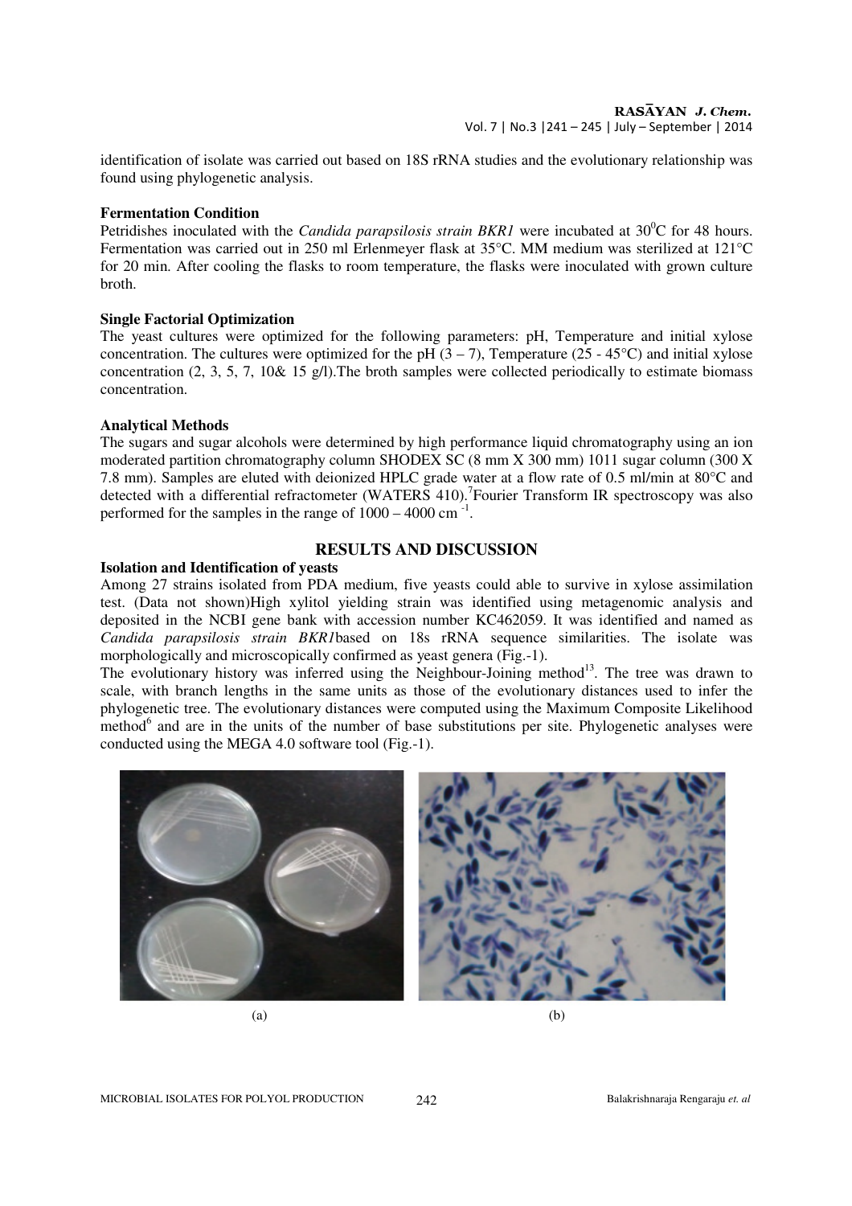identification of isolate was carried out based on 18S rRNA studies and the evolutionary relationship was found using phylogenetic analysis.

### Fermentation Condition

Petridishes inoculated with the *Candida parapsilosis strain BKR1* were incubated at $30^0$C for 48 hours. Fermentation was carried out in 250 ml Erlenmeyer flask at 35°C. MM medium was sterilized at 121°C for 20 min. After cooling the flasks to room temperature, the flasks were inoculated with grown culture broth.

### Single Factorial Optimization

The yeast cultures were optimized for the following parameters: pH, Temperature and initial xylose concentration. The cultures were optimized for the pH (3 – 7), Temperature (25 - 45°C) and initial xylose concentration (2, 3, 5, 7, 10& 15 g/l).The broth samples were collected periodically to estimate biomass concentration.

### Analytical Methods

The sugars and sugar alcohols were determined by high performance liquid chromatography using an ion moderated partition chromatography column SHODEX SC (8 mm X 300 mm) 1011 sugar column (300 X 7.8 mm). Samples are eluted with deionized HPLC grade water at a flow rate of 0.5 ml/min at 80°C and detected with a differential refractometer (WATERS 410).[7]Fourier Transform IR spectroscopy was also performed for the samples in the range of 1000 – 4000 $cm^{-1}$.

## RESULTS AND DISCUSSION

### Isolation and Identification of yeasts

Among 27 strains isolated from PDA medium, five yeasts could able to survive in xylose assimilation test. (Data not shown)High xylitol yielding strain was identified using metagenomic analysis and deposited in the NCBI gene bank with accession number KC462059. It was identified and named as *Candida parapsilosis strain BKR1*based on 18s rRNA sequence similarities. The isolate was morphologically and microscopically confirmed as yeast genera (Fig.-1).

The evolutionary history was inferred using the Neighbour-Joining method[13]. The tree was drawn to scale, with branch lengths in the same units as those of the evolutionary distances used to infer the phylogenetic tree. The evolutionary distances were computed using the Maximum Composite Likelihood method[6] and are in the units of the number of base substitutions per site. Phylogenetic analyses were conducted using the MEGA 4.0 software tool (Fig.-1).

(a) (b)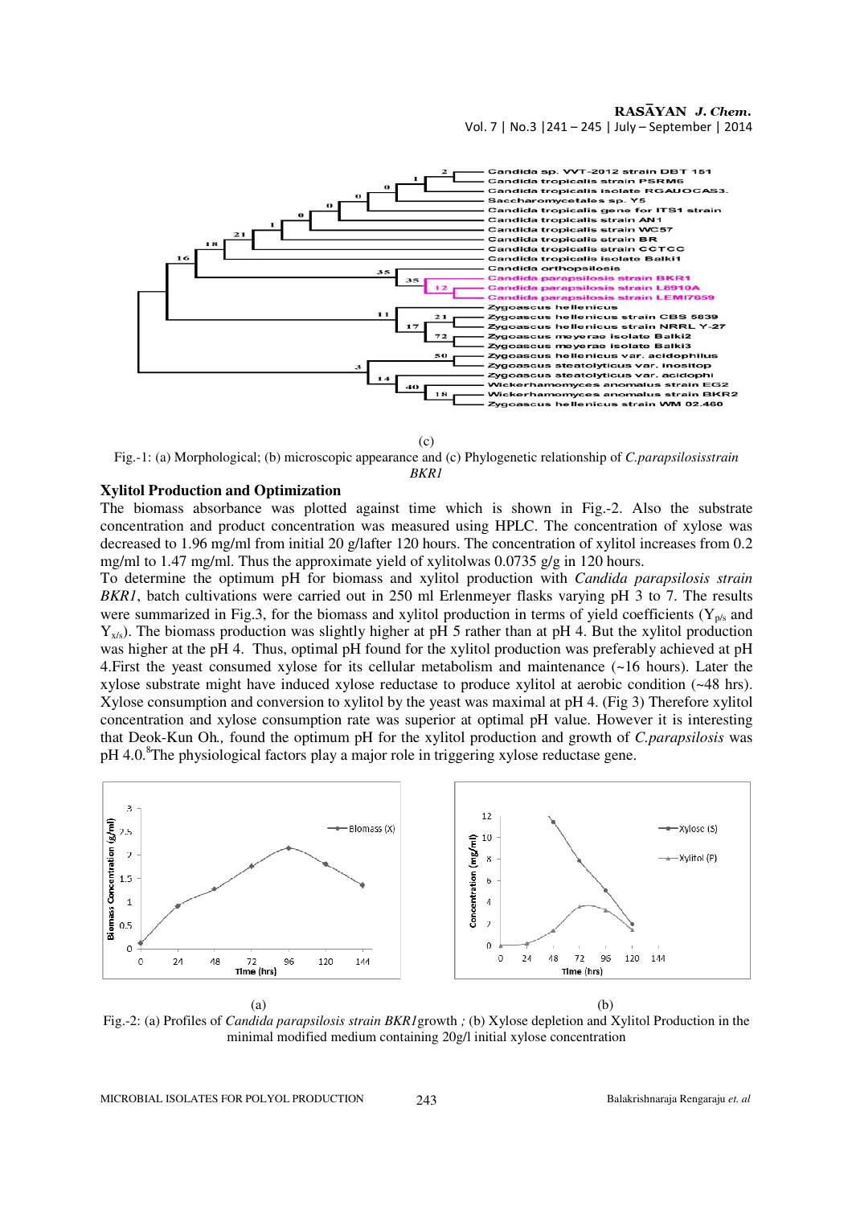(c)

Fig.-1: (a) Morphological; (b) microscopic appearance and (c) Phylogenetic relationship of *C.parapsilosisstrain BKR1*

### Xylitol Production and Optimization

The biomass absorbance was plotted against time which is shown in Fig.-2. Also the substrate concentration and product concentration was measured using HPLC. The concentration of xylose was decreased to 1.96 mg/ml from initial 20 g/lafter 120 hours. The concentration of xylitol increases from 0.2 mg/ml to 1.47 mg/ml. Thus the approximate yield of xylitolwas 0.0735 g/g in 120 hours.

To determine the optimum pH for biomass and xylitol production with *Candida parapsilosis strain BKR1*, batch cultivations were carried out in 250 ml Erlenmeyer flasks varying pH 3 to 7. The results were summarized in Fig.3, for the biomass and xylitol production in terms of yield coefficients ($Y_{p/s}$ and $Y_{x/s}$). The biomass production was slightly higher at pH 5 rather than at pH 4. But the xylitol production was higher at the pH 4. Thus, optimal pH found for the xylitol production was preferably achieved at pH 4.First the yeast consumed xylose for its cellular metabolism and maintenance (~16 hours). Later the xylose substrate might have induced xylose reductase to produce xylitol at aerobic condition (~48 hrs). Xylose consumption and conversion to xylitol by the yeast was maximal at pH 4. (Fig 3) Therefore xylitol concentration and xylose consumption rate was superior at optimal pH value. However it is interesting that Deok-Kun Oh*.,* found the optimum pH for the xylitol production and growth of *C.parapsilosis* was pH 4.0.[8]The physiological factors play a major role in triggering xylose reductase gene.

(a) (b)

Fig.-2: (a) Profiles of *Candida parapsilosis strain BKR1*growth *;* (b) Xylose depletion and Xylitol Production in the minimal modified medium containing 20g/l initial xylose concentration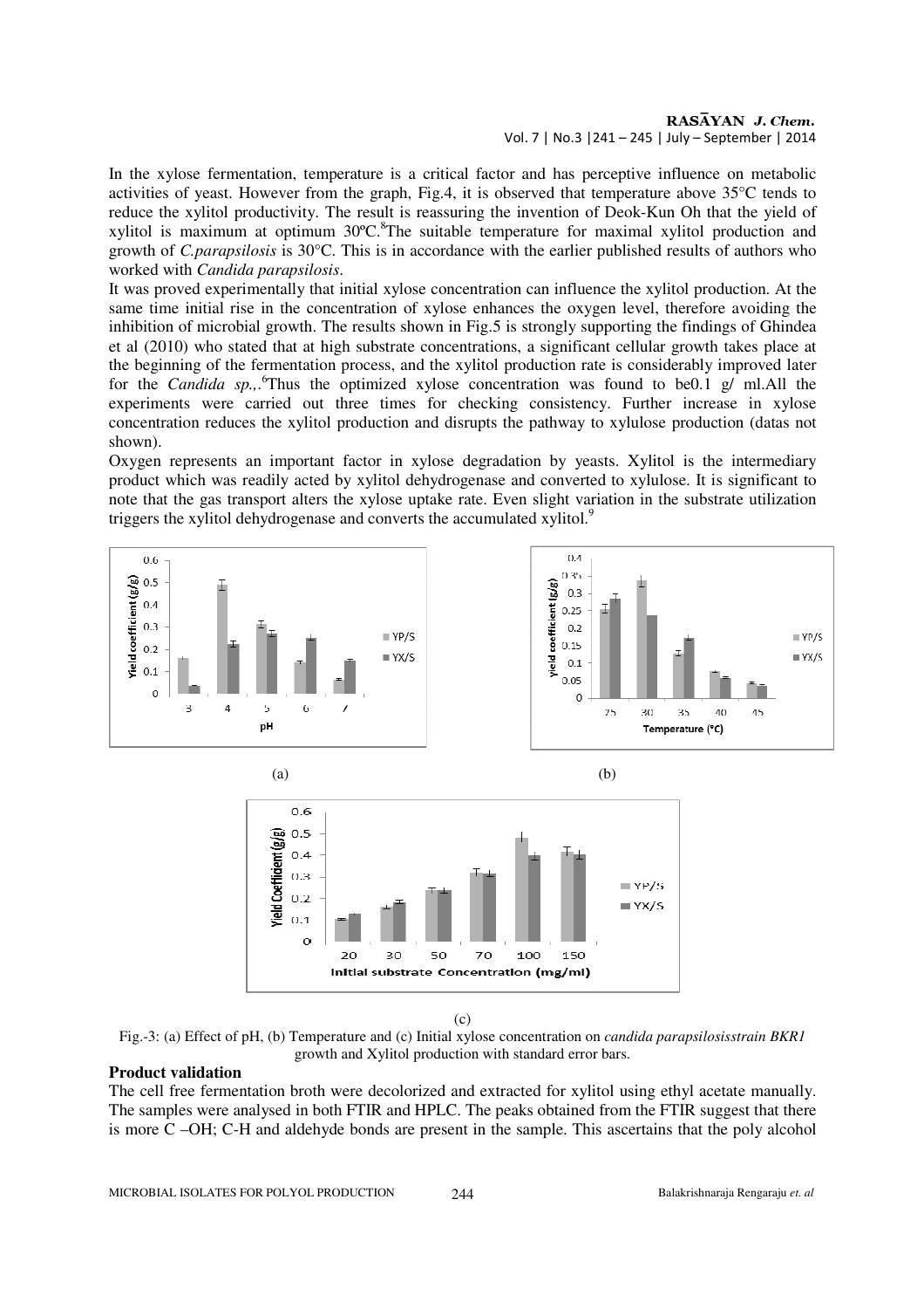In the xylose fermentation, temperature is a critical factor and has perceptive influence on metabolic activities of yeast. However from the graph, Fig.4, it is observed that temperature above 35°C tends to reduce the xylitol productivity. The result is reassuring the invention of Deok-Kun Oh that the yield of xylitol is maximum at optimum 30ºC.[8]The suitable temperature for maximal xylitol production and growth of *C.parapsilosis* is 30°C. This is in accordance with the earlier published results of authors who worked with *Candida parapsilosis*.

It was proved experimentally that initial xylose concentration can influence the xylitol production. At the same time initial rise in the concentration of xylose enhances the oxygen level, therefore avoiding the inhibition of microbial growth. The results shown in Fig.5 is strongly supporting the findings of Ghindea et al (2010) who stated that at high substrate concentrations, a significant cellular growth takes place at the beginning of the fermentation process, and the xylitol production rate is considerably improved later for the *Candida sp.,*.[6]Thus the optimized xylose concentration was found to be0.1 g/ ml.All the experiments were carried out three times for checking consistency. Further increase in xylose concentration reduces the xylitol production and disrupts the pathway to xylulose production (datas not shown).

Oxygen represents an important factor in xylose degradation by yeasts. Xylitol is the intermediary product which was readily acted by xylitol dehydrogenase and converted to xylulose. It is significant to note that the gas transport alters the xylose uptake rate. Even slight variation in the substrate utilization triggers the xylitol dehydrogenase and converts the accumulated xylitol.[9]

(a) (b)

(c)

Fig.-3: (a) Effect of pH, (b) Temperature and (c) Initial xylose concentration on *candida parapsilosisstrain BKR1* growth and Xylitol production with standard error bars.

**Product validation**

The cell free fermentation broth were decolorized and extracted for xylitol using ethyl acetate manually. The samples were analysed in both FTIR and HPLC. The peaks obtained from the FTIR suggest that there is more C –OH; C-H and aldehyde bonds are present in the sample. This ascertains that the poly alcohol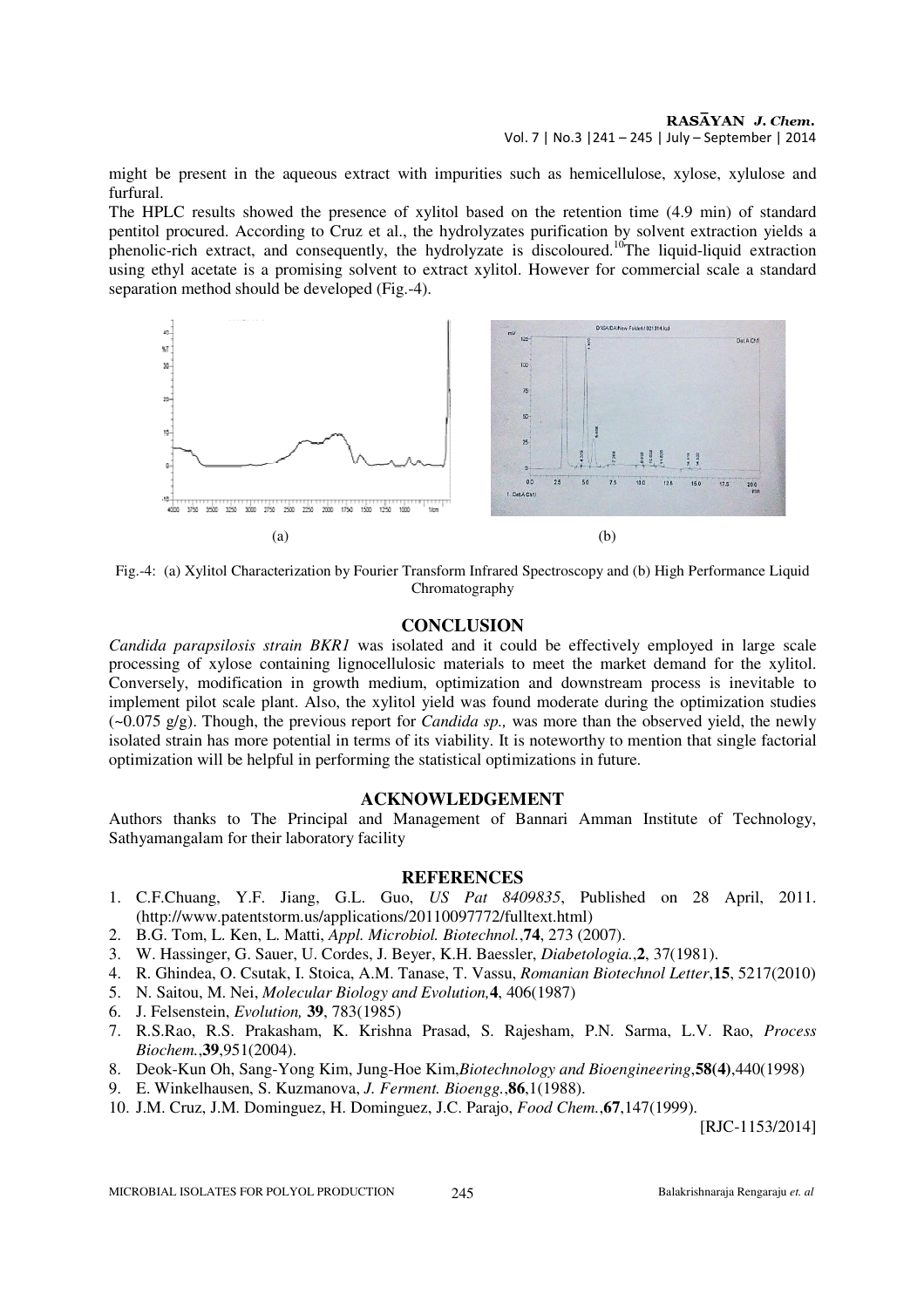might be present in the aqueous extract with impurities such as hemicellulose, xylose, xylulose and furfural.

The HPLC results showed the presence of xylitol based on the retention time (4.9 min) of standard pentitol procured. According to Cruz et al., the hydrolyzates purification by solvent extraction yields a phenolic-rich extract, and consequently, the hydrolyzate is discoloured.[10]The liquid-liquid extraction using ethyl acetate is a promising solvent to extract xylitol. However for commercial scale a standard separation method should be developed (Fig.-4).

(a)

(b)

Fig.-4: (a) Xylitol Characterization by Fourier Transform Infrared Spectroscopy and (b) High Performance Liquid Chromatography

## CONCLUSION

*Candida parapsilosis strain BKR1* was isolated and it could be effectively employed in large scale processing of xylose containing lignocellulosic materials to meet the market demand for the xylitol. Conversely, modification in growth medium, optimization and downstream process is inevitable to implement pilot scale plant. Also, the xylitol yield was found moderate during the optimization studies (~0.075 g/g). Though, the previous report for *Candida sp.,* was more than the observed yield, the newly isolated strain has more potential in terms of its viability. It is noteworthy to mention that single factorial optimization will be helpful in performing the statistical optimizations in future.

## ACKNOWLEDGEMENT

Authors thanks to The Principal and Management of Bannari Amman Institute of Technology, Sathyamangalam for their laboratory facility

## REFERENCES

1. C.F.Chuang, Y.F. Jiang, G.L. Guo, *US Pat 8409835*, Published on 28 April, 2011. (http://www.patentstorm.us/applications/20110097772/fulltext.html)
2. B.G. Tom, L. Ken, L. Matti, *Appl. Microbiol. Biotechnol.*,**74**, 273 (2007).
3. W. Hassinger, G. Sauer, U. Cordes, J. Beyer, K.H. Baessler, *Diabetologia.*,**2**, 37(1981).
4. R. Ghindea, O. Csutak, I. Stoica, A.M. Tanase, T. Vassu, *Romanian Biotechnol Letter*,**15**, 5217(2010)
5. N. Saitou, M. Nei, *Molecular Biology and Evolution,***4**, 406(1987)
6. J. Felsenstein, *Evolution,* **39**, 783(1985)
7. R.S.Rao, R.S. Prakasham, K. Krishna Prasad, S. Rajesham, P.N. Sarma, L.V. Rao, *Process Biochem.*,**39**,951(2004).
8. Deok-Kun Oh, Sang-Yong Kim, Jung-Hoe Kim,*Biotechnology and Bioengineering*,**58(4)**,440(1998)
9. E. Winkelhausen, S. Kuzmanova, *J. Ferment. Bioengg.*,**86**,1(1988).
10. J.M. Cruz, J.M. Dominguez, H. Dominguez, J.C. Parajo, *Food Chem.*,**67**,147(1999).

[RJC-1153/2014]